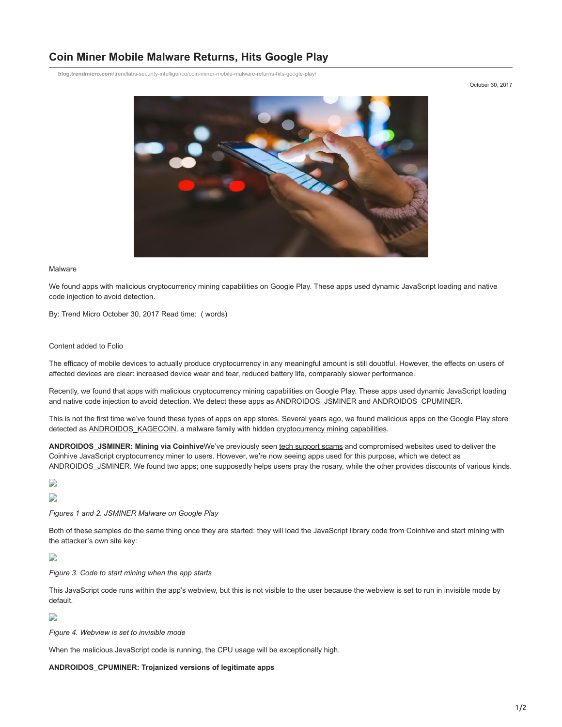# Coin Miner Mobile Malware Returns, Hits Google Play

blog.trendmicro.com/trendlabs-security-intelligence/coin-miner-mobile-malware-returns-hits-google-play/

October 30, 2017

Malware

We found apps with malicious cryptocurrency mining capabilities on Google Play. These apps used dynamic JavaScript loading and native code injection to avoid detection.

By: Trend Micro October 30, 2017 Read time: ( words)

Content added to Folio

The efficacy of mobile devices to actually produce cryptocurrency in any meaningful amount is still doubtful. However, the effects on users of affected devices are clear: increased device wear and tear, reduced battery life, comparably slower performance.

Recently, we found that apps with malicious cryptocurrency mining capabilities on Google Play. These apps used dynamic JavaScript loading and native code injection to avoid detection. We detect these apps as ANDROIDOS_JSMINER and ANDROIDOS_CPUMINER.

This is not the first time we've found these types of apps on app stores. Several years ago, we found malicious apps on the Google Play store detected as ANDROIDOS_KAGECOIN, a malware family with hidden cryptocurrency mining capabilities.

**ANDROIDOS_JSMINER: Mining via Coinhive**We've previously seen tech support scams and compromised websites used to deliver the Coinhive JavaScript cryptocurrency miner to users. However, we're now seeing apps used for this purpose, which we detect as ANDROIDOS_JSMINER. We found two apps; one supposedly helps users pray the rosary, while the other provides discounts of various kinds.

*Figures 1 and 2. JSMINER Malware on Google Play*

Both of these samples do the same thing once they are started: they will load the JavaScript library code from Coinhive and start mining with the attacker's own site key:

*Figure 3. Code to start mining when the app starts*

This JavaScript code runs within the app's webview, but this is not visible to the user because the webview is set to run in invisible mode by default.

*Figure 4. Webview is set to invisible mode*

When the malicious JavaScript code is running, the CPU usage will be exceptionally high.

**ANDROIDOS_CPUMINER: Trojanized versions of legitimate apps**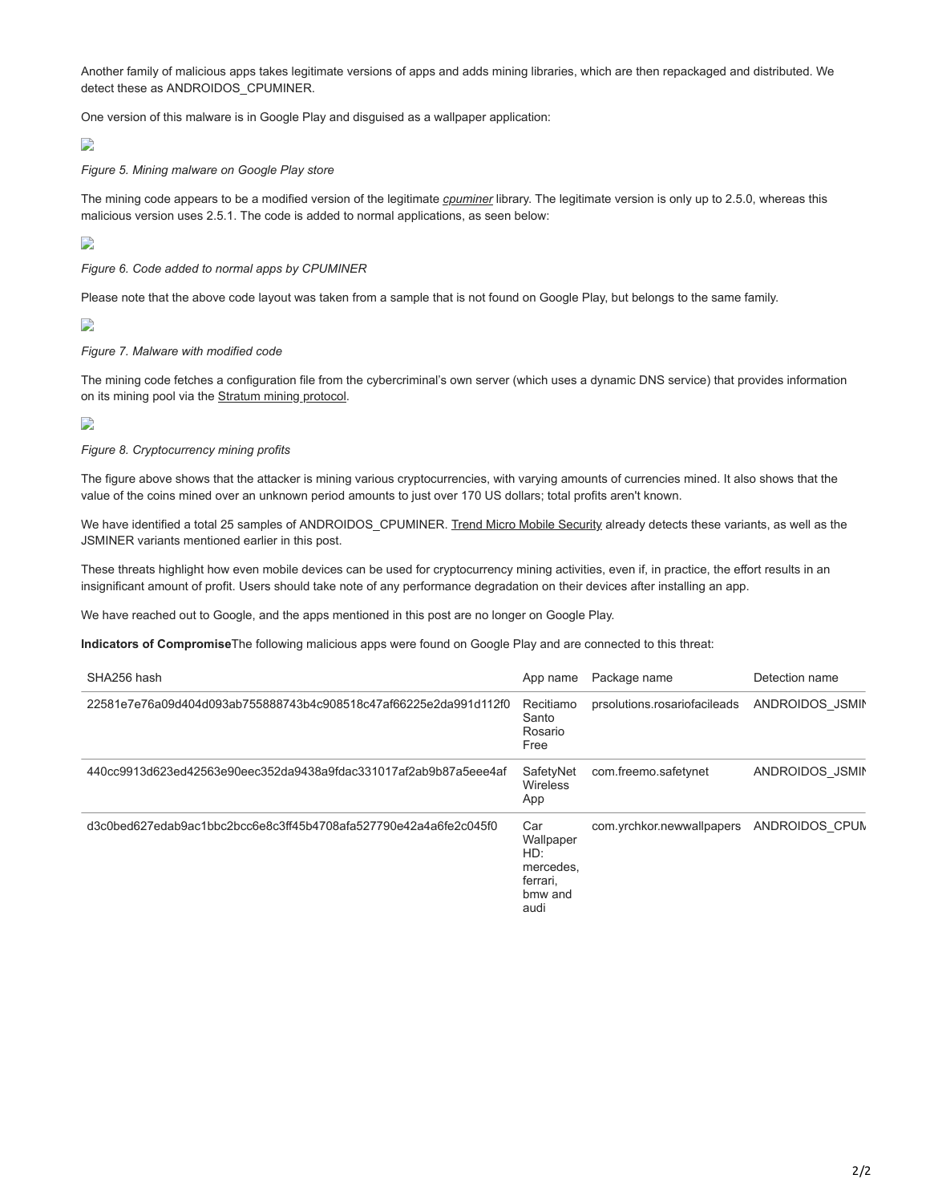Another family of malicious apps takes legitimate versions of apps and adds mining libraries, which are then repackaged and distributed. We detect these as ANDROIDOS_CPUMINER.

One version of this malware is in Google Play and disguised as a wallpaper application:

*Figure 5. Mining malware on Google Play store*

The mining code appears to be a modified version of the legitimate *cpuminer* library. The legitimate version is only up to 2.5.0, whereas this malicious version uses 2.5.1. The code is added to normal applications, as seen below:

*Figure 6. Code added to normal apps by CPUMINER*

Please note that the above code layout was taken from a sample that is not found on Google Play, but belongs to the same family.

*Figure 7. Malware with modified code*

The mining code fetches a configuration file from the cybercriminal's own server (which uses a dynamic DNS service) that provides information on its mining pool via the Stratum mining protocol.

*Figure 8. Cryptocurrency mining profits*

The figure above shows that the attacker is mining various cryptocurrencies, with varying amounts of currencies mined. It also shows that the value of the coins mined over an unknown period amounts to just over 170 US dollars; total profits aren't known.

We have identified a total 25 samples of ANDROIDOS_CPUMINER. Trend Micro Mobile Security already detects these variants, as well as the JSMINER variants mentioned earlier in this post.

These threats highlight how even mobile devices can be used for cryptocurrency mining activities, even if, in practice, the effort results in an insignificant amount of profit. Users should take note of any performance degradation on their devices after installing an app.

We have reached out to Google, and the apps mentioned in this post are no longer on Google Play.

**Indicators of Compromise**The following malicious apps were found on Google Play and are connected to this threat:

| SHA256 hash | App name | Package name | Detection name |
|---|---|---|---|
| 22581e7e76a09d404d093ab755888743b4c908518c47af66225e2da991d112f0 | Recitiamo Santo Rosario Free | prsolutions.rosariofacileads | ANDROIDOS_JSMIN |
| 440cc9913d623ed42563e90eec352da9438a9fdac331017af2ab9b87a5eee4af | SafetyNet Wireless App | com.freemo.safetynet | ANDROIDOS_JSMIN |
| d3c0bed627edab9ac1bbc2bcc6e8c3ff45b4708afa527790e42a4a6fe2c045f0 | Car Wallpaper HD: mercedes, ferrari, bmw and audi | com.yrchkor.newwallpapers | ANDROIDOS_CPUM |